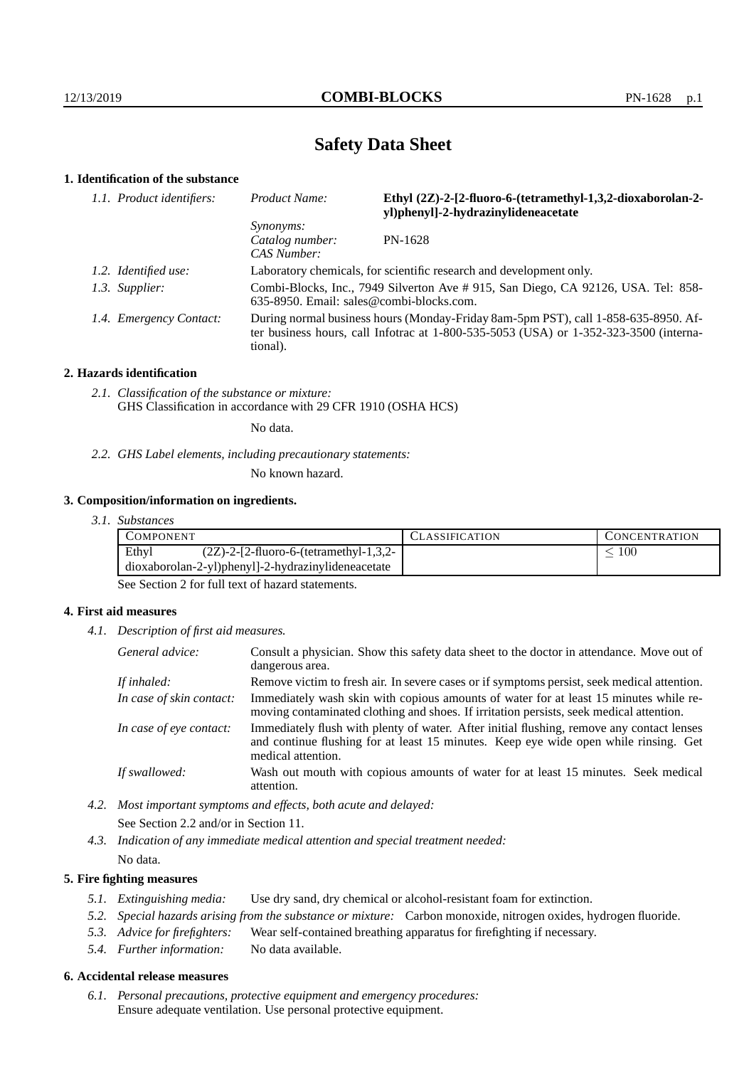# Safety Data Sheet

## 1. Identification of the substance

*1.1. Product identifiers:*

*Product Name:* **Ethyl (2Z)-2-[2-fluoro-6-(tetramethyl-1,3,2-dioxaborolan-2-yl)phenyl]-2-hydrazinylideneacetate**

*Synonyms:*

*Catalog number:* PN-1628

*CAS Number:*

*1.2. Identified use:* Laboratory chemicals, for scientific research and development only.

*1.3. Supplier:* Combi-Blocks, Inc., 7949 Silverton Ave # 915, San Diego, CA 92126, USA. Tel: 858-635-8950. Email: sales@combi-blocks.com.

*1.4. Emergency Contact:* During normal business hours (Monday-Friday 8am-5pm PST), call 1-858-635-8950. After business hours, call Infotrac at 1-800-535-5053 (USA) or 1-352-323-3500 (international).

## 2. Hazards identification

*2.1. Classification of the substance or mixture:*
GHS Classification in accordance with 29 CFR 1910 (OSHA HCS)

No data.

*2.2. GHS Label elements, including precautionary statements:*

No known hazard.

## 3. Composition/information on ingredients.

*3.1. Substances*

| COMPONENT | CLASSIFICATION | CONCENTRATION |
|---|---|---|
| Ethyl (2Z)-2-[2-fluoro-6-(tetramethyl-1,3,2-dioxaborolan-2-yl)phenyl]-2-hydrazinylideneacetate | | $\leq 100$ |

See Section 2 for full text of hazard statements.

## 4. First aid measures

*4.1. Description of first aid measures.*

*General advice:* Consult a physician. Show this safety data sheet to the doctor in attendance. Move out of dangerous area.

*If inhaled:* Remove victim to fresh air. In severe cases or if symptoms persist, seek medical attention.

*In case of skin contact:* Immediately wash skin with copious amounts of water for at least 15 minutes while removing contaminated clothing and shoes. If irritation persists, seek medical attention.

*In case of eye contact:* Immediately flush with plenty of water. After initial flushing, remove any contact lenses and continue flushing for at least 15 minutes. Keep eye wide open while rinsing. Get medical attention.

*If swallowed:* Wash out mouth with copious amounts of water for at least 15 minutes. Seek medical attention.

*4.2. Most important symptoms and effects, both acute and delayed:*

See Section 2.2 and/or in Section 11.

*4.3. Indication of any immediate medical attention and special treatment needed:*

No data.

## 5. Fire fighting measures

*5.1. Extinguishing media:* Use dry sand, dry chemical or alcohol-resistant foam for extinction.

*5.2. Special hazards arising from the substance or mixture:* Carbon monoxide, nitrogen oxides, hydrogen fluoride.

*5.3. Advice for firefighters:* Wear self-contained breathing apparatus for firefighting if necessary.

*5.4. Further information:* No data available.

## 6. Accidental release measures

*6.1. Personal precautions, protective equipment and emergency procedures:*
Ensure adequate ventilation. Use personal protective equipment.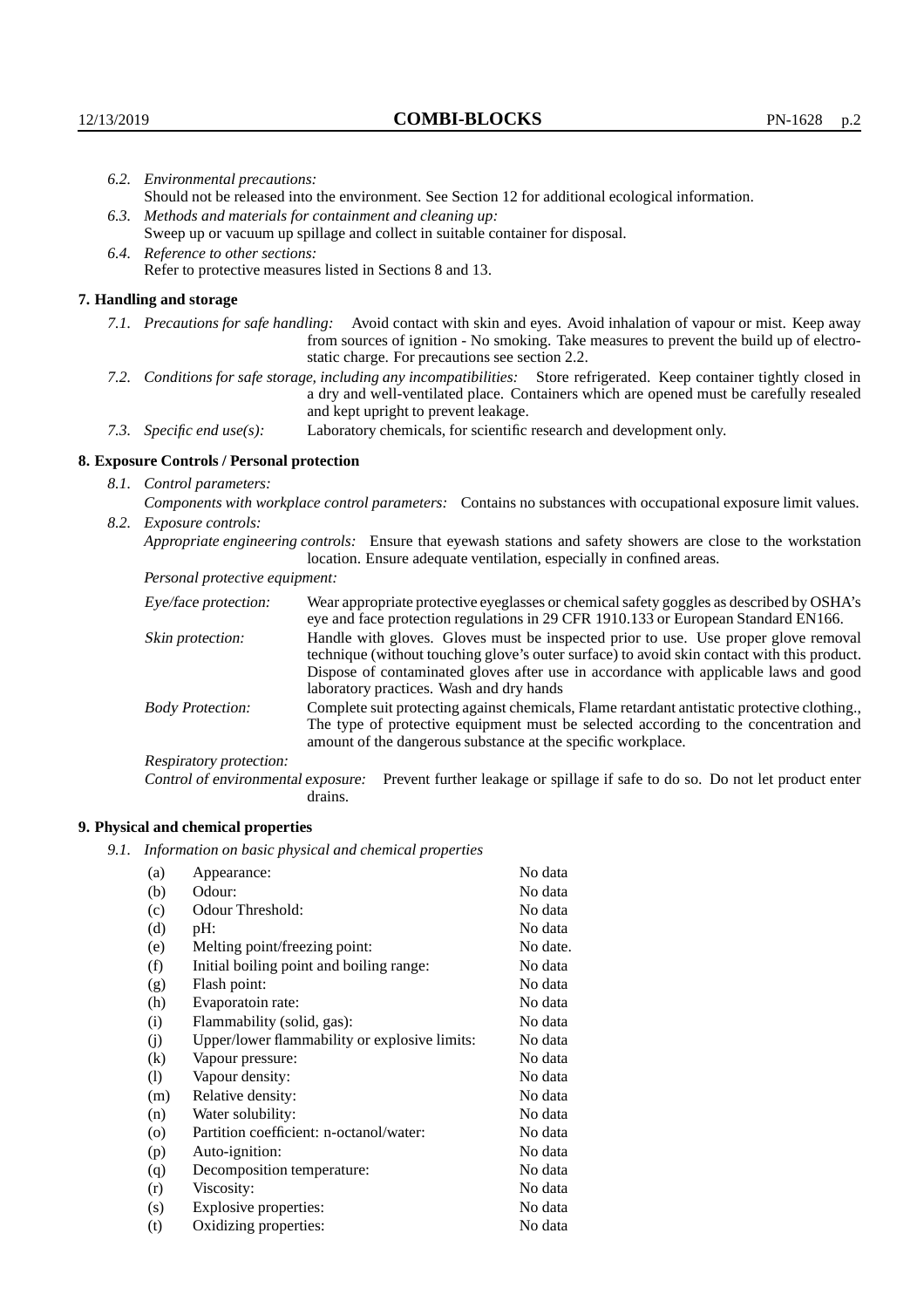*6.2. Environmental precautions:*
Should not be released into the environment. See Section 12 for additional ecological information.

*6.3. Methods and materials for containment and cleaning up:*
Sweep up or vacuum up spillage and collect in suitable container for disposal.

*6.4. Reference to other sections:*
Refer to protective measures listed in Sections 8 and 13.

## 7. Handling and storage

*7.1. Precautions for safe handling:* Avoid contact with skin and eyes. Avoid inhalation of vapour or mist. Keep away from sources of ignition - No smoking. Take measures to prevent the build up of electrostatic charge. For precautions see section 2.2.

*7.2. Conditions for safe storage, including any incompatibilities:* Store refrigerated. Keep container tightly closed in a dry and well-ventilated place. Containers which are opened must be carefully resealed and kept upright to prevent leakage.

*7.3. Specific end use(s):* Laboratory chemicals, for scientific research and development only.

## 8. Exposure Controls / Personal protection

*8.1. Control parameters:*
*Components with workplace control parameters:* Contains no substances with occupational exposure limit values.

*8.2. Exposure controls:*
*Appropriate engineering controls:* Ensure that eyewash stations and safety showers are close to the workstation location. Ensure adequate ventilation, especially in confined areas.

*Personal protective equipment:*

*Eye/face protection:* Wear appropriate protective eyeglasses or chemical safety goggles as described by OSHA's eye and face protection regulations in 29 CFR 1910.133 or European Standard EN166.

*Skin protection:* Handle with gloves. Gloves must be inspected prior to use. Use proper glove removal technique (without touching glove's outer surface) to avoid skin contact with this product. Dispose of contaminated gloves after use in accordance with applicable laws and good laboratory practices. Wash and dry hands

*Body Protection:* Complete suit protecting against chemicals, Flame retardant antistatic protective clothing., The type of protective equipment must be selected according to the concentration and amount of the dangerous substance at the specific workplace.

*Respiratory protection:*

*Control of environmental exposure:* Prevent further leakage or spillage if safe to do so. Do not let product enter drains.

## 9. Physical and chemical properties

*9.1. Information on basic physical and chemical properties*

| | | |
|---|---|---|
| (a) | Appearance: | No data |
| (b) | Odour: | No data |
| (c) | Odour Threshold: | No data |
| (d) | pH: | No data |
| (e) | Melting point/freezing point: | No date. |
| (f) | Initial boiling point and boiling range: | No data |
| (g) | Flash point: | No data |
| (h) | Evaporatoin rate: | No data |
| (i) | Flammability (solid, gas): | No data |
| (j) | Upper/lower flammability or explosive limits: | No data |
| (k) | Vapour pressure: | No data |
| (l) | Vapour density: | No data |
| (m) | Relative density: | No data |
| (n) | Water solubility: | No data |
| (o) | Partition coefficient: n-octanol/water: | No data |
| (p) | Auto-ignition: | No data |
| (q) | Decomposition temperature: | No data |
| (r) | Viscosity: | No data |
| (s) | Explosive properties: | No data |
| (t) | Oxidizing properties: | No data |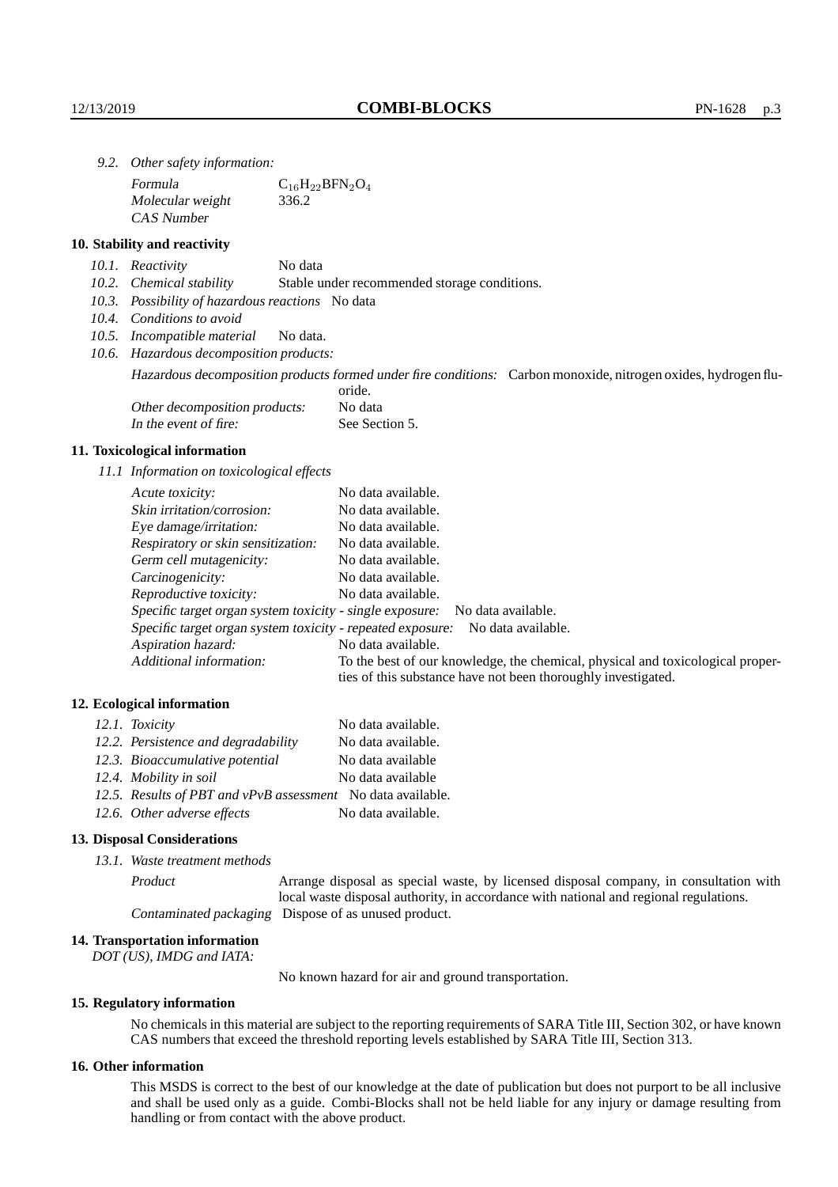*9.2. Other safety information:*

| | |
|---|---|
| *Formula* | $C_{16}H_{22}BFN_2O_4$ |
| *Molecular weight* | 336.2 |
| *CAS Number* | |

## 10. Stability and reactivity

*10.1. Reactivity* No data

*10.2. Chemical stability* Stable under recommended storage conditions.

*10.3. Possibility of hazardous reactions* No data

*10.4. Conditions to avoid*

*10.5. Incompatible material* No data.

*10.6. Hazardous decomposition products:*

*Hazardous decomposition products formed under fire conditions:* Carbon monoxide, nitrogen oxides, hydrogen fluoride.

| | |
|---|---|
| *Other decomposition products:* | No data |
| *In the event of fire:* | See Section 5. |

## 11. Toxicological information

*11.1 Information on toxicological effects*

| | |
|---|---|
| *Acute toxicity:* | No data available. |
| *Skin irritation/corrosion:* | No data available. |
| *Eye damage/irritation:* | No data available. |
| *Respiratory or skin sensitization:* | No data available. |
| *Germ cell mutagenicity:* | No data available. |
| *Carcinogenicity:* | No data available. |
| *Reproductive toxicity:* | No data available. |
| *Specific target organ system toxicity - single exposure:* | No data available. |
| *Specific target organ system toxicity - repeated exposure:* | No data available. |
| *Aspiration hazard:* | No data available. |
| *Additional information:* | To the best of our knowledge, the chemical, physical and toxicological properties of this substance have not been thoroughly investigated. |

## 12. Ecological information

| | |
|---|---|
| *12.1. Toxicity* | No data available. |
| *12.2. Persistence and degradability* | No data available. |
| *12.3. Bioaccumulative potential* | No data available |
| *12.4. Mobility in soil* | No data available |
| *12.5. Results of PBT and vPvB assessment* | No data available. |
| *12.6. Other adverse effects* | No data available. |

## 13. Disposal Considerations

*13.1. Waste treatment methods*

| | |
|---|---|
| *Product* | Arrange disposal as special waste, by licensed disposal company, in consultation with local waste disposal authority, in accordance with national and regional regulations. |
| *Contaminated packaging* | Dispose of as unused product. |

## 14. Transportation information

*DOT (US), IMDG and IATA:*

No known hazard for air and ground transportation.

## 15. Regulatory information

No chemicals in this material are subject to the reporting requirements of SARA Title III, Section 302, or have known CAS numbers that exceed the threshold reporting levels established by SARA Title III, Section 313.

## 16. Other information

This MSDS is correct to the best of our knowledge at the date of publication but does not purport to be all inclusive and shall be used only as a guide. Combi-Blocks shall not be held liable for any injury or damage resulting from handling or from contact with the above product.